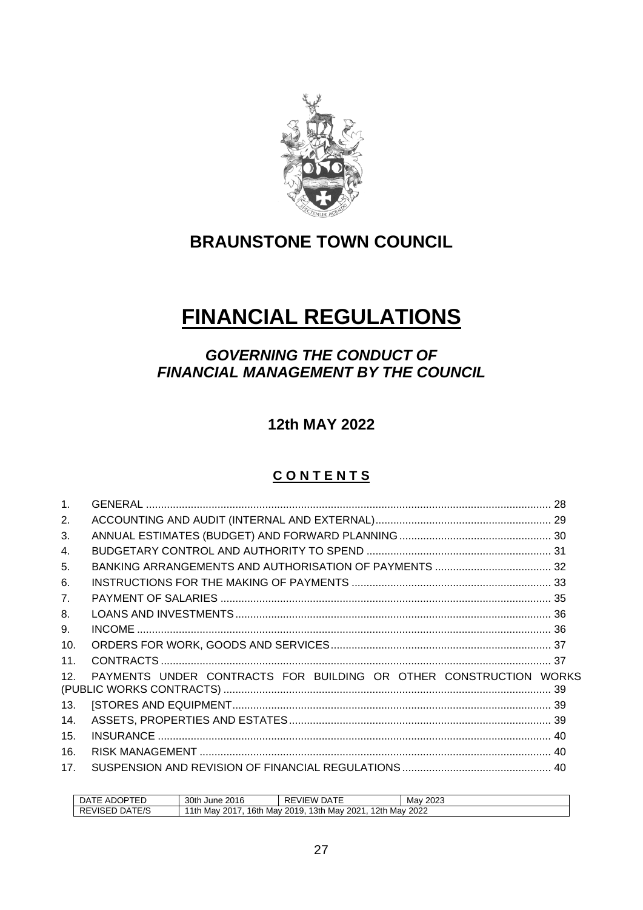# BRAUNSTONE TOWN COUNCIL

# FINANCIAL REGULATIONS

## *GOVERNING THE CONDUCT OF FINANCIAL MANAGEMENT BY THE COUNCIL*

## 12th MAY 2022

## C O N T E N T S

| | | |
|---|---|---|
| 1. | GENERAL | 28 |
| 2. | ACCOUNTING AND AUDIT (INTERNAL AND EXTERNAL) | 29 |
| 3. | ANNUAL ESTIMATES (BUDGET) AND FORWARD PLANNING | 30 |
| 4. | BUDGETARY CONTROL AND AUTHORITY TO SPEND | 31 |
| 5. | BANKING ARRANGEMENTS AND AUTHORISATION OF PAYMENTS | 32 |
| 6. | INSTRUCTIONS FOR THE MAKING OF PAYMENTS | 33 |
| 7. | PAYMENT OF SALARIES | 35 |
| 8. | LOANS AND INVESTMENTS | 36 |
| 9. | INCOME | 36 |
| 10. | ORDERS FOR WORK, GOODS AND SERVICES | 37 |
| 11. | CONTRACTS | 37 |
| 12. | PAYMENTS UNDER CONTRACTS FOR BUILDING OR OTHER CONSTRUCTION WORKS (PUBLIC WORKS CONTRACTS) | 39 |
| 13. | [STORES AND EQUIPMENT | 39 |
| 14. | ASSETS, PROPERTIES AND ESTATES | 39 |
| 15. | INSURANCE | 40 |
| 16. | RISK MANAGEMENT | 40 |
| 17. | SUSPENSION AND REVISION OF FINANCIAL REGULATIONS | 40 |

| DATE ADOPTED | 30th June 2016 | REVIEW DATE | May 2023 |
|---|---|---|---|
| REVISED DATE/S | 11th May 2017, 16th May 2019, 13th May 2021, 12th May 2022 | | |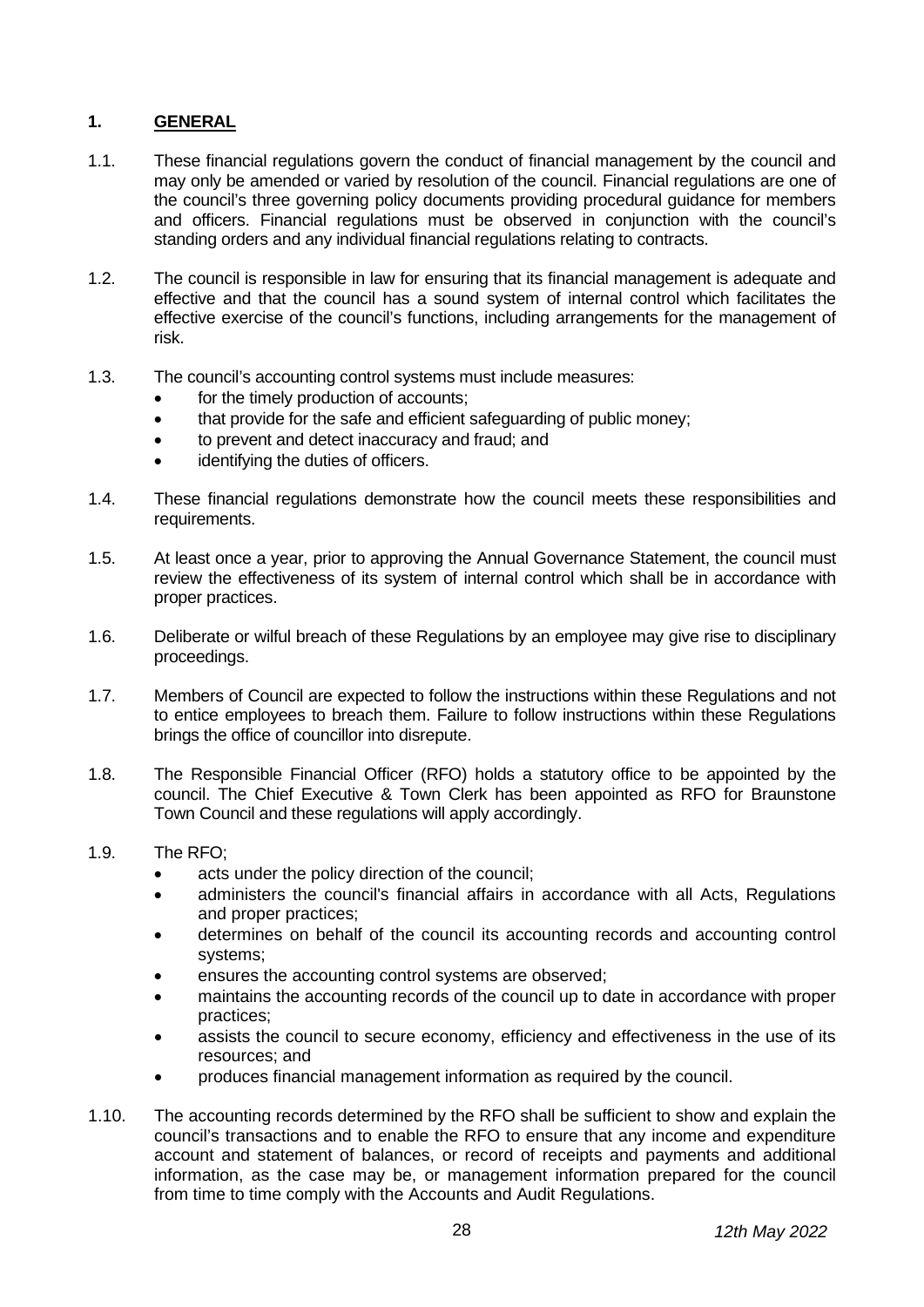## 1. GENERAL

1.1. These financial regulations govern the conduct of financial management by the council and may only be amended or varied by resolution of the council. Financial regulations are one of the council's three governing policy documents providing procedural guidance for members and officers. Financial regulations must be observed in conjunction with the council's standing orders and any individual financial regulations relating to contracts.

1.2. The council is responsible in law for ensuring that its financial management is adequate and effective and that the council has a sound system of internal control which facilitates the effective exercise of the council's functions, including arrangements for the management of risk.

1.3. The council's accounting control systems must include measures:

- for the timely production of accounts;
- that provide for the safe and efficient safeguarding of public money;
- to prevent and detect inaccuracy and fraud; and
- identifying the duties of officers.

1.4. These financial regulations demonstrate how the council meets these responsibilities and requirements.

1.5. At least once a year, prior to approving the Annual Governance Statement, the council must review the effectiveness of its system of internal control which shall be in accordance with proper practices.

1.6. Deliberate or wilful breach of these Regulations by an employee may give rise to disciplinary proceedings.

1.7. Members of Council are expected to follow the instructions within these Regulations and not to entice employees to breach them. Failure to follow instructions within these Regulations brings the office of councillor into disrepute.

1.8. The Responsible Financial Officer (RFO) holds a statutory office to be appointed by the council. The Chief Executive & Town Clerk has been appointed as RFO for Braunstone Town Council and these regulations will apply accordingly.

1.9. The RFO;

- acts under the policy direction of the council;
- administers the council's financial affairs in accordance with all Acts, Regulations and proper practices;
- determines on behalf of the council its accounting records and accounting control systems;
- ensures the accounting control systems are observed;
- maintains the accounting records of the council up to date in accordance with proper practices;
- assists the council to secure economy, efficiency and effectiveness in the use of its resources; and
- produces financial management information as required by the council.

1.10. The accounting records determined by the RFO shall be sufficient to show and explain the council's transactions and to enable the RFO to ensure that any income and expenditure account and statement of balances, or record of receipts and payments and additional information, as the case may be, or management information prepared for the council from time to time comply with the Accounts and Audit Regulations.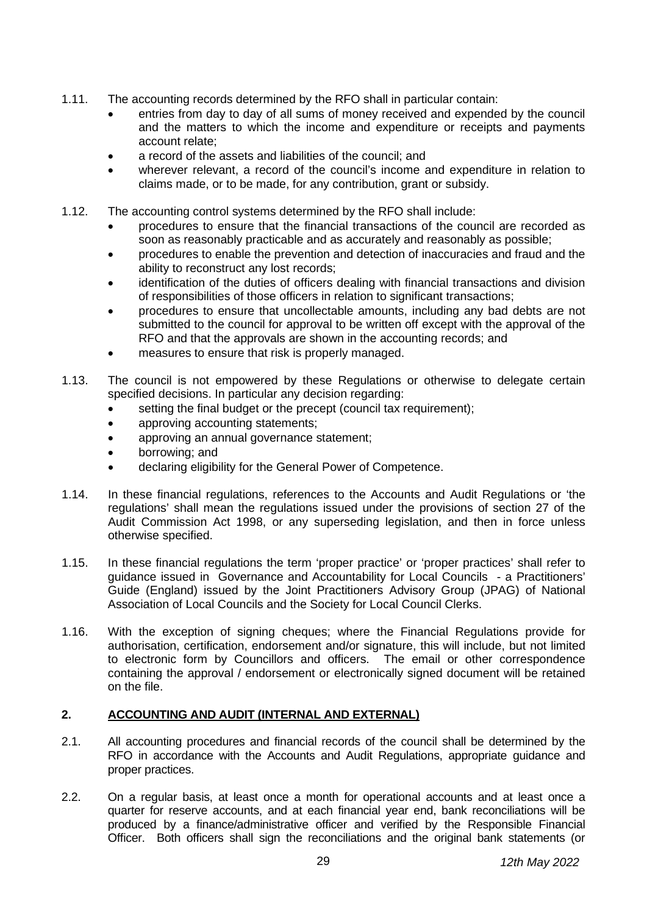1.11. The accounting records determined by the RFO shall in particular contain:

- entries from day to day of all sums of money received and expended by the council and the matters to which the income and expenditure or receipts and payments account relate;
- a record of the assets and liabilities of the council; and
- wherever relevant, a record of the council's income and expenditure in relation to claims made, or to be made, for any contribution, grant or subsidy.

1.12. The accounting control systems determined by the RFO shall include:

- procedures to ensure that the financial transactions of the council are recorded as soon as reasonably practicable and as accurately and reasonably as possible;
- procedures to enable the prevention and detection of inaccuracies and fraud and the ability to reconstruct any lost records;
- identification of the duties of officers dealing with financial transactions and division of responsibilities of those officers in relation to significant transactions;
- procedures to ensure that uncollectable amounts, including any bad debts are not submitted to the council for approval to be written off except with the approval of the RFO and that the approvals are shown in the accounting records; and
- measures to ensure that risk is properly managed.

1.13. The council is not empowered by these Regulations or otherwise to delegate certain specified decisions. In particular any decision regarding:

- setting the final budget or the precept (council tax requirement);
- approving accounting statements;
- approving an annual governance statement;
- borrowing; and
- declaring eligibility for the General Power of Competence.

1.14. In these financial regulations, references to the Accounts and Audit Regulations or 'the regulations' shall mean the regulations issued under the provisions of section 27 of the Audit Commission Act 1998, or any superseding legislation, and then in force unless otherwise specified.

1.15. In these financial regulations the term 'proper practice' or 'proper practices' shall refer to guidance issued in Governance and Accountability for Local Councils - a Practitioners' Guide (England) issued by the Joint Practitioners Advisory Group (JPAG) of National Association of Local Councils and the Society for Local Council Clerks.

1.16. With the exception of signing cheques; where the Financial Regulations provide for authorisation, certification, endorsement and/or signature, this will include, but not limited to electronic form by Councillors and officers. The email or other correspondence containing the approval / endorsement or electronically signed document will be retained on the file.

## 2. ACCOUNTING AND AUDIT (INTERNAL AND EXTERNAL)

2.1. All accounting procedures and financial records of the council shall be determined by the RFO in accordance with the Accounts and Audit Regulations, appropriate guidance and proper practices.

2.2. On a regular basis, at least once a month for operational accounts and at least once a quarter for reserve accounts, and at each financial year end, bank reconciliations will be produced by a finance/administrative officer and verified by the Responsible Financial Officer. Both officers shall sign the reconciliations and the original bank statements (or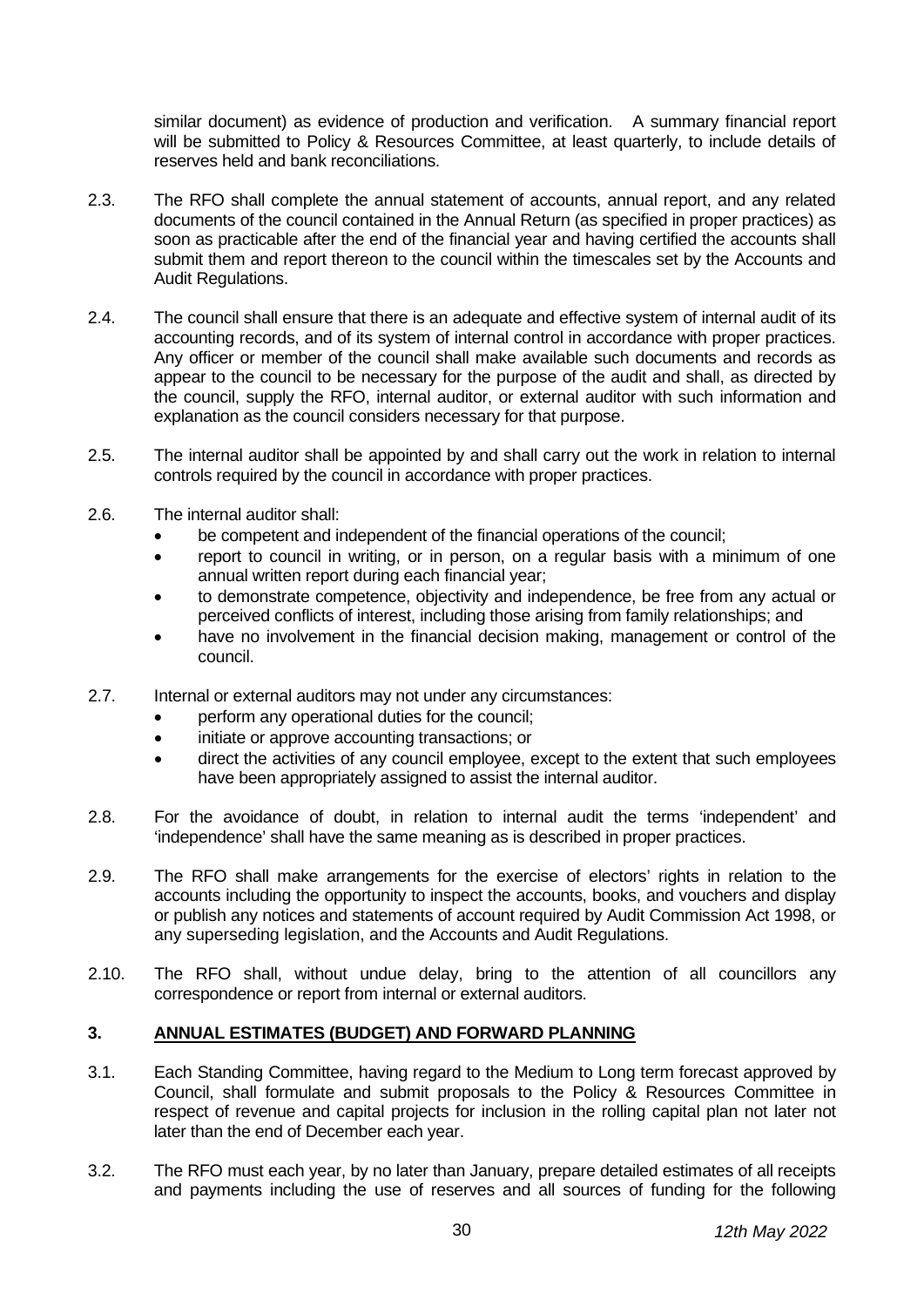similar document) as evidence of production and verification. A summary financial report will be submitted to Policy & Resources Committee, at least quarterly, to include details of reserves held and bank reconciliations.

2.3. The RFO shall complete the annual statement of accounts, annual report, and any related documents of the council contained in the Annual Return (as specified in proper practices) as soon as practicable after the end of the financial year and having certified the accounts shall submit them and report thereon to the council within the timescales set by the Accounts and Audit Regulations.

2.4. The council shall ensure that there is an adequate and effective system of internal audit of its accounting records, and of its system of internal control in accordance with proper practices. Any officer or member of the council shall make available such documents and records as appear to the council to be necessary for the purpose of the audit and shall, as directed by the council, supply the RFO, internal auditor, or external auditor with such information and explanation as the council considers necessary for that purpose.

2.5. The internal auditor shall be appointed by and shall carry out the work in relation to internal controls required by the council in accordance with proper practices.

2.6. The internal auditor shall:

- be competent and independent of the financial operations of the council;
- report to council in writing, or in person, on a regular basis with a minimum of one annual written report during each financial year;
- to demonstrate competence, objectivity and independence, be free from any actual or perceived conflicts of interest, including those arising from family relationships; and
- have no involvement in the financial decision making, management or control of the council.

2.7. Internal or external auditors may not under any circumstances:

- perform any operational duties for the council;
- initiate or approve accounting transactions; or
- direct the activities of any council employee, except to the extent that such employees have been appropriately assigned to assist the internal auditor.

2.8. For the avoidance of doubt, in relation to internal audit the terms 'independent' and 'independence' shall have the same meaning as is described in proper practices.

2.9. The RFO shall make arrangements for the exercise of electors' rights in relation to the accounts including the opportunity to inspect the accounts, books, and vouchers and display or publish any notices and statements of account required by Audit Commission Act 1998, or any superseding legislation, and the Accounts and Audit Regulations.

2.10. The RFO shall, without undue delay, bring to the attention of all councillors any correspondence or report from internal or external auditors.

## 3. ANNUAL ESTIMATES (BUDGET) AND FORWARD PLANNING

3.1. Each Standing Committee, having regard to the Medium to Long term forecast approved by Council, shall formulate and submit proposals to the Policy & Resources Committee in respect of revenue and capital projects for inclusion in the rolling capital plan not later not later than the end of December each year.

3.2. The RFO must each year, by no later than January, prepare detailed estimates of all receipts and payments including the use of reserves and all sources of funding for the following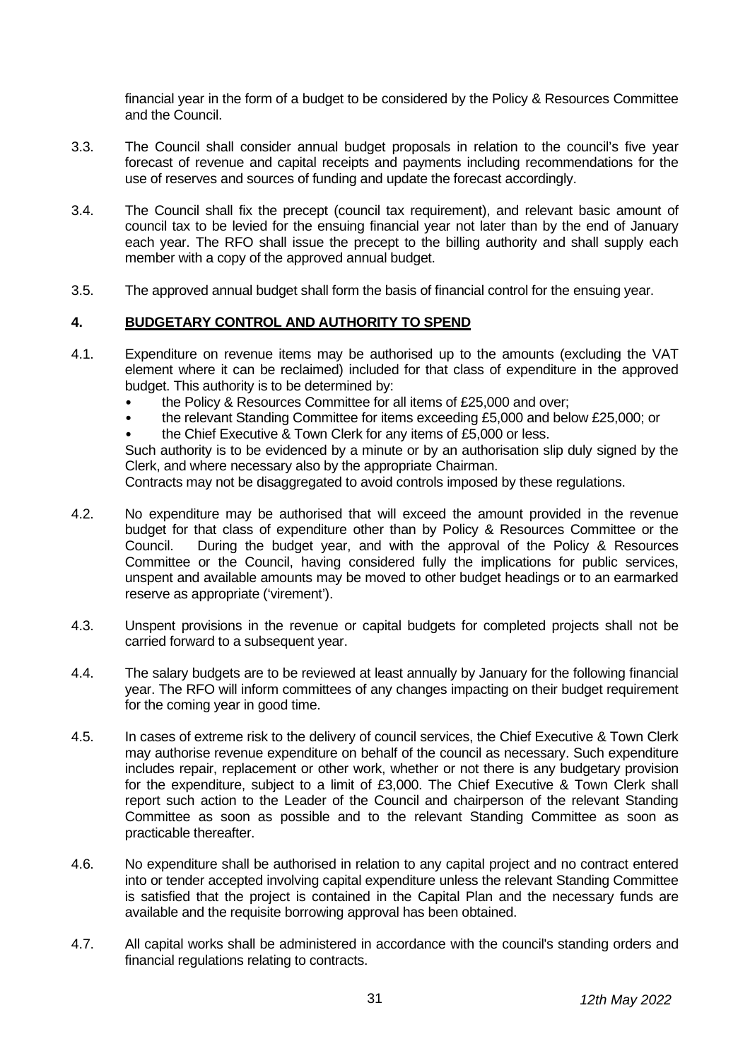financial year in the form of a budget to be considered by the Policy & Resources Committee and the Council.

3.3. The Council shall consider annual budget proposals in relation to the council's five year forecast of revenue and capital receipts and payments including recommendations for the use of reserves and sources of funding and update the forecast accordingly.

3.4. The Council shall fix the precept (council tax requirement), and relevant basic amount of council tax to be levied for the ensuing financial year not later than by the end of January each year. The RFO shall issue the precept to the billing authority and shall supply each member with a copy of the approved annual budget.

3.5. The approved annual budget shall form the basis of financial control for the ensuing year.

## 4. BUDGETARY CONTROL AND AUTHORITY TO SPEND

4.1. Expenditure on revenue items may be authorised up to the amounts (excluding the VAT element where it can be reclaimed) included for that class of expenditure in the approved budget. This authority is to be determined by:

- the Policy & Resources Committee for all items of £25,000 and over;
- the relevant Standing Committee for items exceeding £5,000 and below £25,000; or
- the Chief Executive & Town Clerk for any items of £5,000 or less.

Such authority is to be evidenced by a minute or by an authorisation slip duly signed by the Clerk, and where necessary also by the appropriate Chairman.

Contracts may not be disaggregated to avoid controls imposed by these regulations.

4.2. No expenditure may be authorised that will exceed the amount provided in the revenue budget for that class of expenditure other than by Policy & Resources Committee or the Council. During the budget year, and with the approval of the Policy & Resources Committee or the Council, having considered fully the implications for public services, unspent and available amounts may be moved to other budget headings or to an earmarked reserve as appropriate ('virement').

4.3. Unspent provisions in the revenue or capital budgets for completed projects shall not be carried forward to a subsequent year.

4.4. The salary budgets are to be reviewed at least annually by January for the following financial year. The RFO will inform committees of any changes impacting on their budget requirement for the coming year in good time.

4.5. In cases of extreme risk to the delivery of council services, the Chief Executive & Town Clerk may authorise revenue expenditure on behalf of the council as necessary. Such expenditure includes repair, replacement or other work, whether or not there is any budgetary provision for the expenditure, subject to a limit of £3,000. The Chief Executive & Town Clerk shall report such action to the Leader of the Council and chairperson of the relevant Standing Committee as soon as possible and to the relevant Standing Committee as soon as practicable thereafter.

4.6. No expenditure shall be authorised in relation to any capital project and no contract entered into or tender accepted involving capital expenditure unless the relevant Standing Committee is satisfied that the project is contained in the Capital Plan and the necessary funds are available and the requisite borrowing approval has been obtained.

4.7. All capital works shall be administered in accordance with the council's standing orders and financial regulations relating to contracts.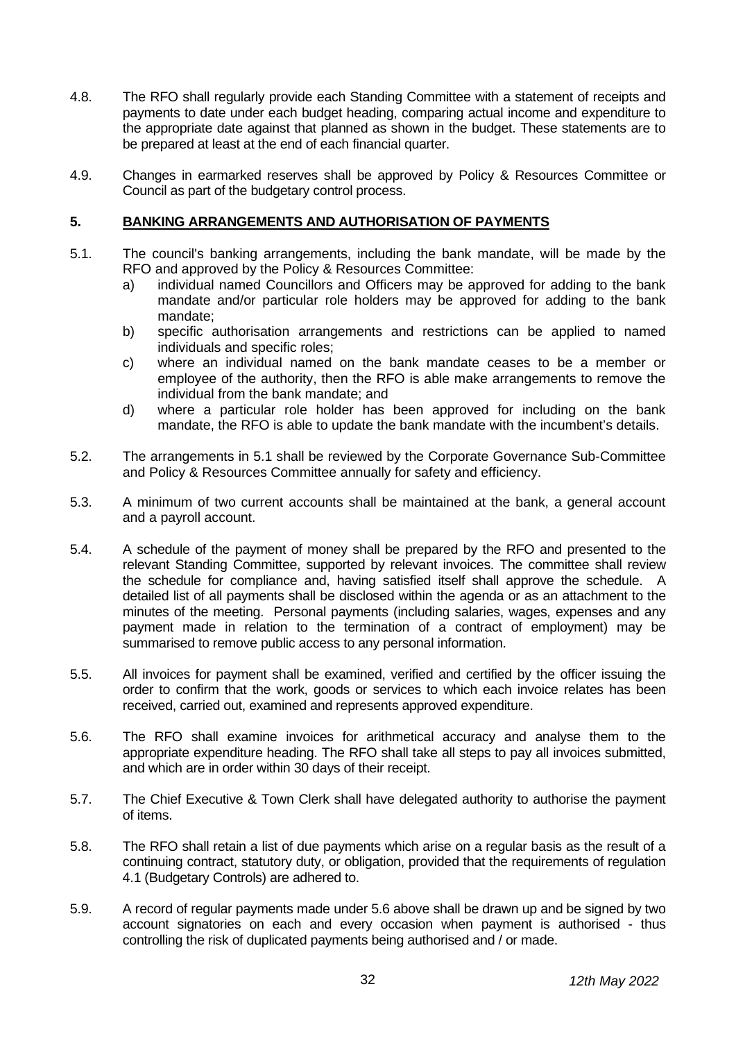4.8. The RFO shall regularly provide each Standing Committee with a statement of receipts and payments to date under each budget heading, comparing actual income and expenditure to the appropriate date against that planned as shown in the budget. These statements are to be prepared at least at the end of each financial quarter.

4.9. Changes in earmarked reserves shall be approved by Policy & Resources Committee or Council as part of the budgetary control process.

## 5. BANKING ARRANGEMENTS AND AUTHORISATION OF PAYMENTS

5.1. The council's banking arrangements, including the bank mandate, will be made by the RFO and approved by the Policy & Resources Committee:

a) individual named Councillors and Officers may be approved for adding to the bank mandate and/or particular role holders may be approved for adding to the bank mandate;

b) specific authorisation arrangements and restrictions can be applied to named individuals and specific roles;

c) where an individual named on the bank mandate ceases to be a member or employee of the authority, then the RFO is able make arrangements to remove the individual from the bank mandate; and

d) where a particular role holder has been approved for including on the bank mandate, the RFO is able to update the bank mandate with the incumbent's details.

5.2. The arrangements in 5.1 shall be reviewed by the Corporate Governance Sub-Committee and Policy & Resources Committee annually for safety and efficiency.

5.3. A minimum of two current accounts shall be maintained at the bank, a general account and a payroll account.

5.4. A schedule of the payment of money shall be prepared by the RFO and presented to the relevant Standing Committee, supported by relevant invoices. The committee shall review the schedule for compliance and, having satisfied itself shall approve the schedule. A detailed list of all payments shall be disclosed within the agenda or as an attachment to the minutes of the meeting. Personal payments (including salaries, wages, expenses and any payment made in relation to the termination of a contract of employment) may be summarised to remove public access to any personal information.

5.5. All invoices for payment shall be examined, verified and certified by the officer issuing the order to confirm that the work, goods or services to which each invoice relates has been received, carried out, examined and represents approved expenditure.

5.6. The RFO shall examine invoices for arithmetical accuracy and analyse them to the appropriate expenditure heading. The RFO shall take all steps to pay all invoices submitted, and which are in order within 30 days of their receipt.

5.7. The Chief Executive & Town Clerk shall have delegated authority to authorise the payment of items.

5.8. The RFO shall retain a list of due payments which arise on a regular basis as the result of a continuing contract, statutory duty, or obligation, provided that the requirements of regulation 4.1 (Budgetary Controls) are adhered to.

5.9. A record of regular payments made under 5.6 above shall be drawn up and be signed by two account signatories on each and every occasion when payment is authorised - thus controlling the risk of duplicated payments being authorised and / or made.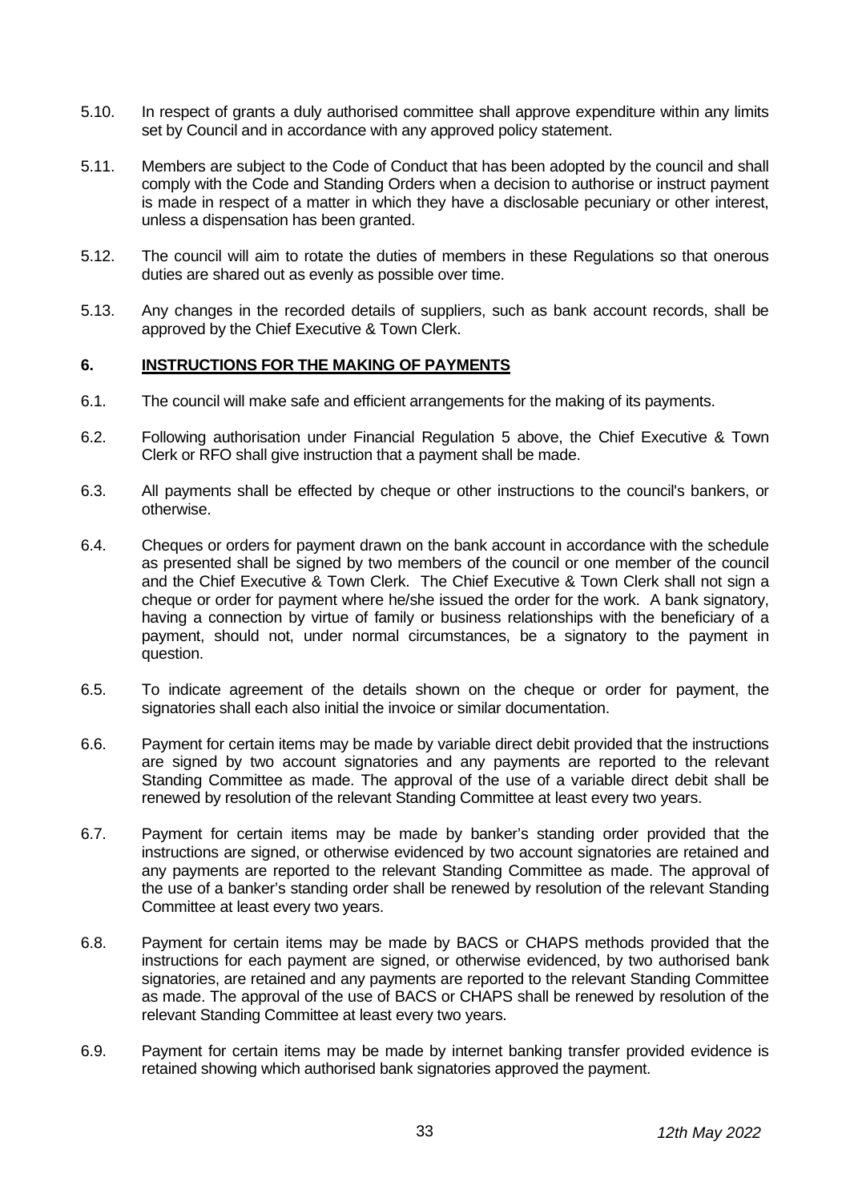5.10. In respect of grants a duly authorised committee shall approve expenditure within any limits set by Council and in accordance with any approved policy statement.

5.11. Members are subject to the Code of Conduct that has been adopted by the council and shall comply with the Code and Standing Orders when a decision to authorise or instruct payment is made in respect of a matter in which they have a disclosable pecuniary or other interest, unless a dispensation has been granted.

5.12. The council will aim to rotate the duties of members in these Regulations so that onerous duties are shared out as evenly as possible over time.

5.13. Any changes in the recorded details of suppliers, such as bank account records, shall be approved by the Chief Executive & Town Clerk.

## 6. INSTRUCTIONS FOR THE MAKING OF PAYMENTS

6.1. The council will make safe and efficient arrangements for the making of its payments.

6.2. Following authorisation under Financial Regulation 5 above, the Chief Executive & Town Clerk or RFO shall give instruction that a payment shall be made.

6.3. All payments shall be effected by cheque or other instructions to the council's bankers, or otherwise.

6.4. Cheques or orders for payment drawn on the bank account in accordance with the schedule as presented shall be signed by two members of the council or one member of the council and the Chief Executive & Town Clerk. The Chief Executive & Town Clerk shall not sign a cheque or order for payment where he/she issued the order for the work. A bank signatory, having a connection by virtue of family or business relationships with the beneficiary of a payment, should not, under normal circumstances, be a signatory to the payment in question.

6.5. To indicate agreement of the details shown on the cheque or order for payment, the signatories shall each also initial the invoice or similar documentation.

6.6. Payment for certain items may be made by variable direct debit provided that the instructions are signed by two account signatories and any payments are reported to the relevant Standing Committee as made. The approval of the use of a variable direct debit shall be renewed by resolution of the relevant Standing Committee at least every two years.

6.7. Payment for certain items may be made by banker's standing order provided that the instructions are signed, or otherwise evidenced by two account signatories are retained and any payments are reported to the relevant Standing Committee as made. The approval of the use of a banker's standing order shall be renewed by resolution of the relevant Standing Committee at least every two years.

6.8. Payment for certain items may be made by BACS or CHAPS methods provided that the instructions for each payment are signed, or otherwise evidenced, by two authorised bank signatories, are retained and any payments are reported to the relevant Standing Committee as made. The approval of the use of BACS or CHAPS shall be renewed by resolution of the relevant Standing Committee at least every two years.

6.9. Payment for certain items may be made by internet banking transfer provided evidence is retained showing which authorised bank signatories approved the payment.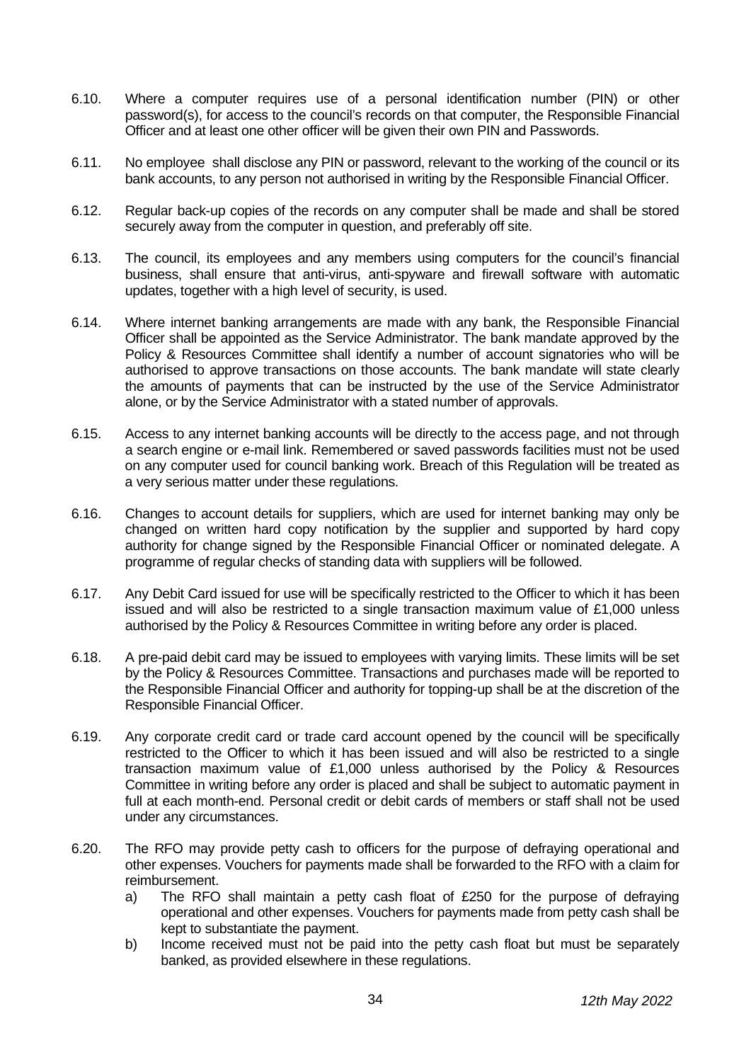6.10. Where a computer requires use of a personal identification number (PIN) or other password(s), for access to the council's records on that computer, the Responsible Financial Officer and at least one other officer will be given their own PIN and Passwords.

6.11. No employee shall disclose any PIN or password, relevant to the working of the council or its bank accounts, to any person not authorised in writing by the Responsible Financial Officer.

6.12. Regular back-up copies of the records on any computer shall be made and shall be stored securely away from the computer in question, and preferably off site.

6.13. The council, its employees and any members using computers for the council's financial business, shall ensure that anti-virus, anti-spyware and firewall software with automatic updates, together with a high level of security, is used.

6.14. Where internet banking arrangements are made with any bank, the Responsible Financial Officer shall be appointed as the Service Administrator. The bank mandate approved by the Policy & Resources Committee shall identify a number of account signatories who will be authorised to approve transactions on those accounts. The bank mandate will state clearly the amounts of payments that can be instructed by the use of the Service Administrator alone, or by the Service Administrator with a stated number of approvals.

6.15. Access to any internet banking accounts will be directly to the access page, and not through a search engine or e-mail link. Remembered or saved passwords facilities must not be used on any computer used for council banking work. Breach of this Regulation will be treated as a very serious matter under these regulations.

6.16. Changes to account details for suppliers, which are used for internet banking may only be changed on written hard copy notification by the supplier and supported by hard copy authority for change signed by the Responsible Financial Officer or nominated delegate. A programme of regular checks of standing data with suppliers will be followed.

6.17. Any Debit Card issued for use will be specifically restricted to the Officer to which it has been issued and will also be restricted to a single transaction maximum value of £1,000 unless authorised by the Policy & Resources Committee in writing before any order is placed.

6.18. A pre-paid debit card may be issued to employees with varying limits. These limits will be set by the Policy & Resources Committee. Transactions and purchases made will be reported to the Responsible Financial Officer and authority for topping-up shall be at the discretion of the Responsible Financial Officer.

6.19. Any corporate credit card or trade card account opened by the council will be specifically restricted to the Officer to which it has been issued and will also be restricted to a single transaction maximum value of £1,000 unless authorised by the Policy & Resources Committee in writing before any order is placed and shall be subject to automatic payment in full at each month-end. Personal credit or debit cards of members or staff shall not be used under any circumstances.

6.20. The RFO may provide petty cash to officers for the purpose of defraying operational and other expenses. Vouchers for payments made shall be forwarded to the RFO with a claim for reimbursement.

   a) The RFO shall maintain a petty cash float of £250 for the purpose of defraying operational and other expenses. Vouchers for payments made from petty cash shall be kept to substantiate the payment.

   b) Income received must not be paid into the petty cash float but must be separately banked, as provided elsewhere in these regulations.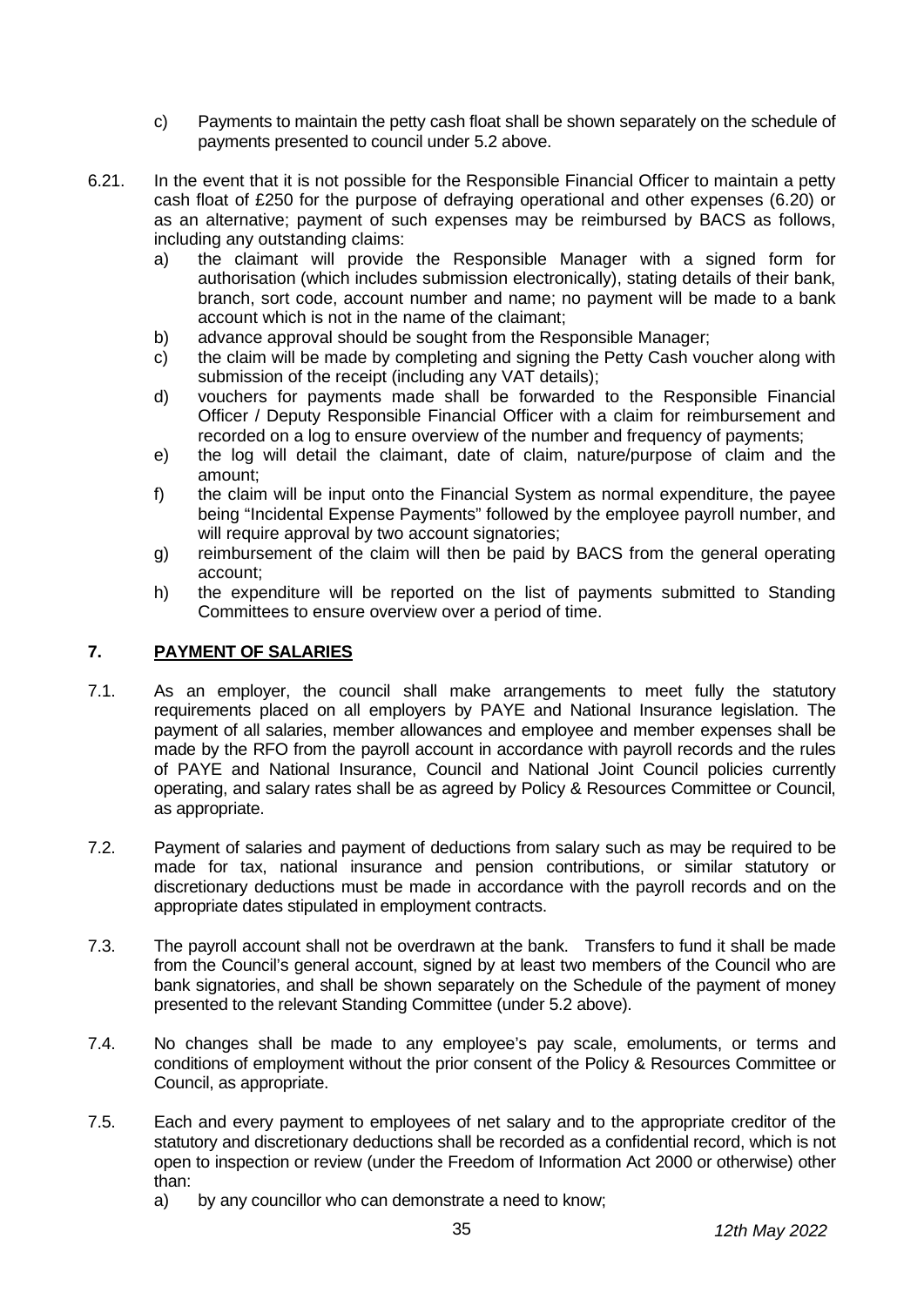c) Payments to maintain the petty cash float shall be shown separately on the schedule of payments presented to council under 5.2 above.

6.21. In the event that it is not possible for the Responsible Financial Officer to maintain a petty cash float of £250 for the purpose of defraying operational and other expenses (6.20) or as an alternative; payment of such expenses may be reimbursed by BACS as follows, including any outstanding claims:

a) the claimant will provide the Responsible Manager with a signed form for authorisation (which includes submission electronically), stating details of their bank, branch, sort code, account number and name; no payment will be made to a bank account which is not in the name of the claimant;
b) advance approval should be sought from the Responsible Manager;
c) the claim will be made by completing and signing the Petty Cash voucher along with submission of the receipt (including any VAT details);
d) vouchers for payments made shall be forwarded to the Responsible Financial Officer / Deputy Responsible Financial Officer with a claim for reimbursement and recorded on a log to ensure overview of the number and frequency of payments;
e) the log will detail the claimant, date of claim, nature/purpose of claim and the amount;
f) the claim will be input onto the Financial System as normal expenditure, the payee being "Incidental Expense Payments" followed by the employee payroll number, and will require approval by two account signatories;
g) reimbursement of the claim will then be paid by BACS from the general operating account;
h) the expenditure will be reported on the list of payments submitted to Standing Committees to ensure overview over a period of time.

## 7. PAYMENT OF SALARIES

7.1. As an employer, the council shall make arrangements to meet fully the statutory requirements placed on all employers by PAYE and National Insurance legislation. The payment of all salaries, member allowances and employee and member expenses shall be made by the RFO from the payroll account in accordance with payroll records and the rules of PAYE and National Insurance, Council and National Joint Council policies currently operating, and salary rates shall be as agreed by Policy & Resources Committee or Council, as appropriate.

7.2. Payment of salaries and payment of deductions from salary such as may be required to be made for tax, national insurance and pension contributions, or similar statutory or discretionary deductions must be made in accordance with the payroll records and on the appropriate dates stipulated in employment contracts.

7.3. The payroll account shall not be overdrawn at the bank. Transfers to fund it shall be made from the Council's general account, signed by at least two members of the Council who are bank signatories, and shall be shown separately on the Schedule of the payment of money presented to the relevant Standing Committee (under 5.2 above).

7.4. No changes shall be made to any employee's pay scale, emoluments, or terms and conditions of employment without the prior consent of the Policy & Resources Committee or Council, as appropriate.

7.5. Each and every payment to employees of net salary and to the appropriate creditor of the statutory and discretionary deductions shall be recorded as a confidential record, which is not open to inspection or review (under the Freedom of Information Act 2000 or otherwise) other than:

a) by any councillor who can demonstrate a need to know;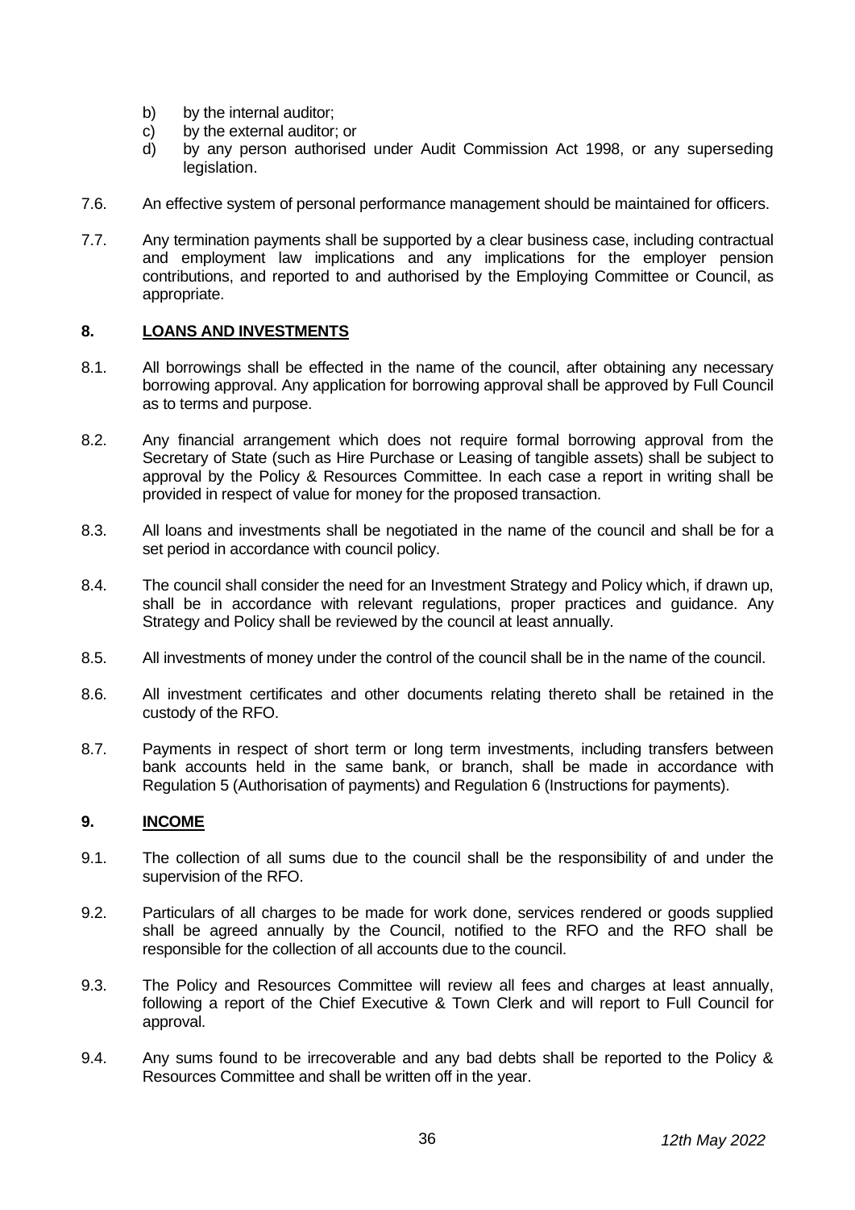b) by the internal auditor;
c) by the external auditor; or
d) by any person authorised under Audit Commission Act 1998, or any superseding legislation.

7.6. An effective system of personal performance management should be maintained for officers.

7.7. Any termination payments shall be supported by a clear business case, including contractual and employment law implications and any implications for the employer pension contributions, and reported to and authorised by the Employing Committee or Council, as appropriate.

## 8. LOANS AND INVESTMENTS

8.1. All borrowings shall be effected in the name of the council, after obtaining any necessary borrowing approval. Any application for borrowing approval shall be approved by Full Council as to terms and purpose.

8.2. Any financial arrangement which does not require formal borrowing approval from the Secretary of State (such as Hire Purchase or Leasing of tangible assets) shall be subject to approval by the Policy & Resources Committee. In each case a report in writing shall be provided in respect of value for money for the proposed transaction.

8.3. All loans and investments shall be negotiated in the name of the council and shall be for a set period in accordance with council policy.

8.4. The council shall consider the need for an Investment Strategy and Policy which, if drawn up, shall be in accordance with relevant regulations, proper practices and guidance. Any Strategy and Policy shall be reviewed by the council at least annually.

8.5. All investments of money under the control of the council shall be in the name of the council.

8.6. All investment certificates and other documents relating thereto shall be retained in the custody of the RFO.

8.7. Payments in respect of short term or long term investments, including transfers between bank accounts held in the same bank, or branch, shall be made in accordance with Regulation 5 (Authorisation of payments) and Regulation 6 (Instructions for payments).

## 9. INCOME

9.1. The collection of all sums due to the council shall be the responsibility of and under the supervision of the RFO.

9.2. Particulars of all charges to be made for work done, services rendered or goods supplied shall be agreed annually by the Council, notified to the RFO and the RFO shall be responsible for the collection of all accounts due to the council.

9.3. The Policy and Resources Committee will review all fees and charges at least annually, following a report of the Chief Executive & Town Clerk and will report to Full Council for approval.

9.4. Any sums found to be irrecoverable and any bad debts shall be reported to the Policy & Resources Committee and shall be written off in the year.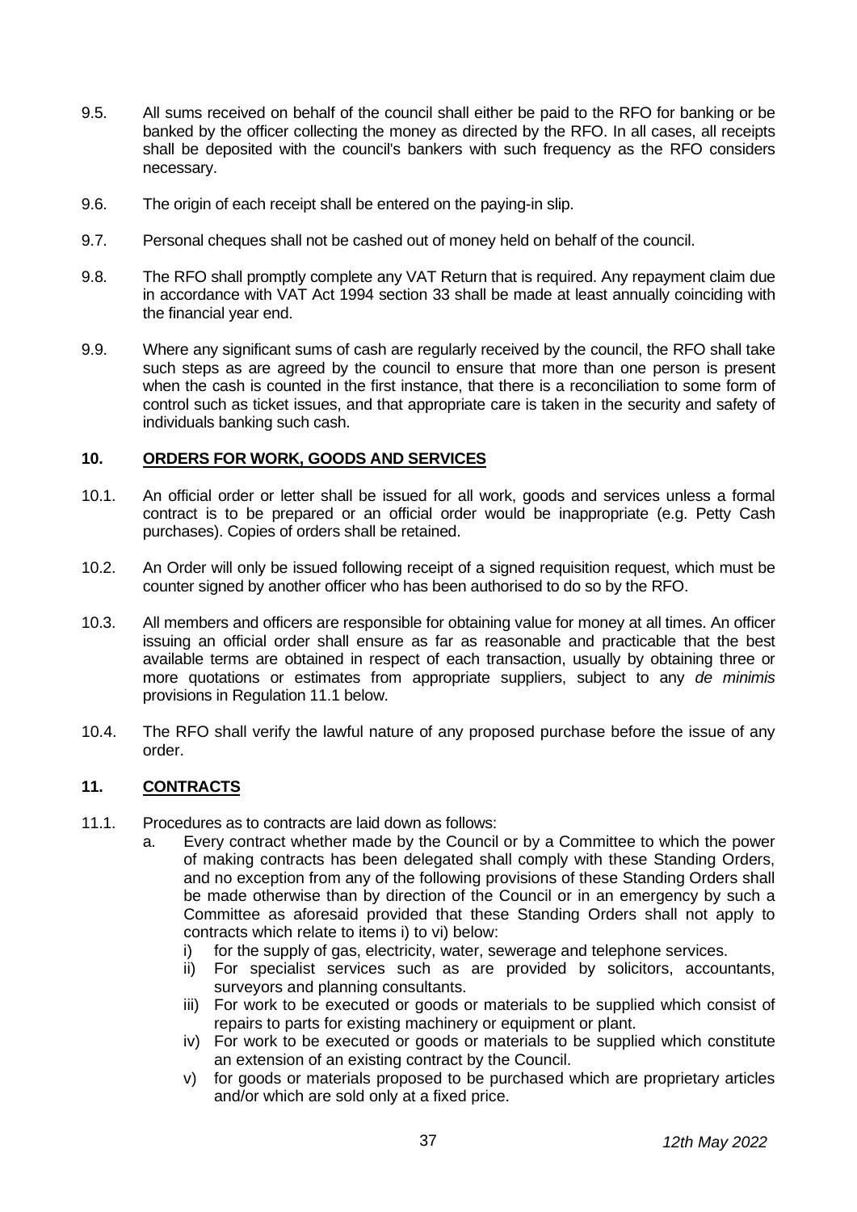9.5. All sums received on behalf of the council shall either be paid to the RFO for banking or be banked by the officer collecting the money as directed by the RFO. In all cases, all receipts shall be deposited with the council's bankers with such frequency as the RFO considers necessary.

9.6. The origin of each receipt shall be entered on the paying-in slip.

9.7. Personal cheques shall not be cashed out of money held on behalf of the council.

9.8. The RFO shall promptly complete any VAT Return that is required. Any repayment claim due in accordance with VAT Act 1994 section 33 shall be made at least annually coinciding with the financial year end.

9.9. Where any significant sums of cash are regularly received by the council, the RFO shall take such steps as are agreed by the council to ensure that more than one person is present when the cash is counted in the first instance, that there is a reconciliation to some form of control such as ticket issues, and that appropriate care is taken in the security and safety of individuals banking such cash.

## 10. ORDERS FOR WORK, GOODS AND SERVICES

10.1. An official order or letter shall be issued for all work, goods and services unless a formal contract is to be prepared or an official order would be inappropriate (e.g. Petty Cash purchases). Copies of orders shall be retained.

10.2. An Order will only be issued following receipt of a signed requisition request, which must be counter signed by another officer who has been authorised to do so by the RFO.

10.3. All members and officers are responsible for obtaining value for money at all times. An officer issuing an official order shall ensure as far as reasonable and practicable that the best available terms are obtained in respect of each transaction, usually by obtaining three or more quotations or estimates from appropriate suppliers, subject to any *de minimis* provisions in Regulation 11.1 below.

10.4. The RFO shall verify the lawful nature of any proposed purchase before the issue of any order.

## 11. CONTRACTS

11.1. Procedures as to contracts are laid down as follows:

a. Every contract whether made by the Council or by a Committee to which the power of making contracts has been delegated shall comply with these Standing Orders, and no exception from any of the following provisions of these Standing Orders shall be made otherwise than by direction of the Council or in an emergency by such a Committee as aforesaid provided that these Standing Orders shall not apply to contracts which relate to items i) to vi) below:

i) for the supply of gas, electricity, water, sewerage and telephone services.

ii) For specialist services such as are provided by solicitors, accountants, surveyors and planning consultants.

iii) For work to be executed or goods or materials to be supplied which consist of repairs to parts for existing machinery or equipment or plant.

iv) For work to be executed or goods or materials to be supplied which constitute an extension of an existing contract by the Council.

v) for goods or materials proposed to be purchased which are proprietary articles and/or which are sold only at a fixed price.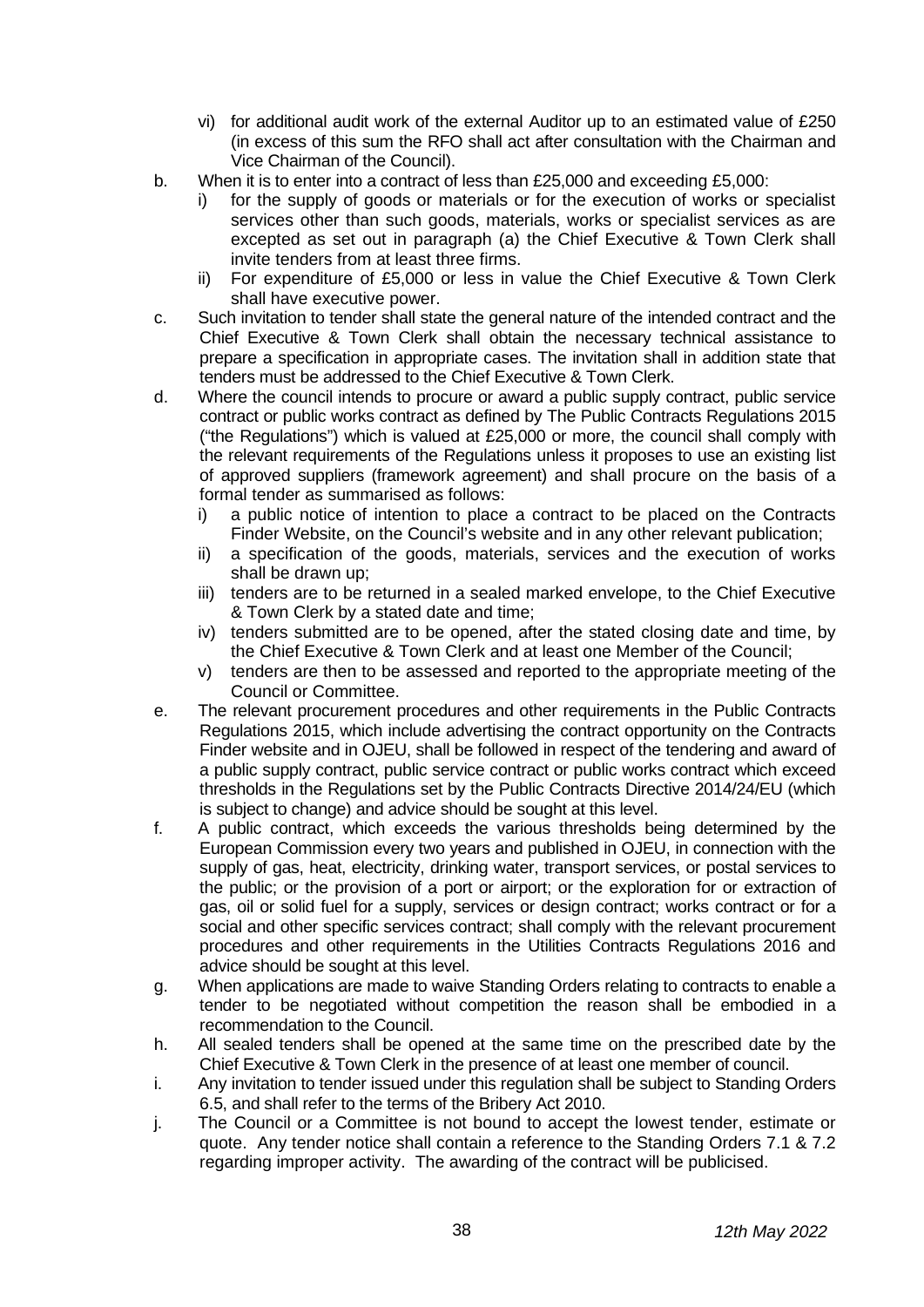vi) for additional audit work of the external Auditor up to an estimated value of £250 (in excess of this sum the RFO shall act after consultation with the Chairman and Vice Chairman of the Council).

b. When it is to enter into a contract of less than £25,000 and exceeding £5,000:
   i) for the supply of goods or materials or for the execution of works or specialist services other than such goods, materials, works or specialist services as are excepted as set out in paragraph (a) the Chief Executive & Town Clerk shall invite tenders from at least three firms.
   ii) For expenditure of £5,000 or less in value the Chief Executive & Town Clerk shall have executive power.

c. Such invitation to tender shall state the general nature of the intended contract and the Chief Executive & Town Clerk shall obtain the necessary technical assistance to prepare a specification in appropriate cases. The invitation shall in addition state that tenders must be addressed to the Chief Executive & Town Clerk.

d. Where the council intends to procure or award a public supply contract, public service contract or public works contract as defined by The Public Contracts Regulations 2015 ("the Regulations") which is valued at £25,000 or more, the council shall comply with the relevant requirements of the Regulations unless it proposes to use an existing list of approved suppliers (framework agreement) and shall procure on the basis of a formal tender as summarised as follows:
   i) a public notice of intention to place a contract to be placed on the Contracts Finder Website, on the Council's website and in any other relevant publication;
   ii) a specification of the goods, materials, services and the execution of works shall be drawn up;
   iii) tenders are to be returned in a sealed marked envelope, to the Chief Executive & Town Clerk by a stated date and time;
   iv) tenders submitted are to be opened, after the stated closing date and time, by the Chief Executive & Town Clerk and at least one Member of the Council;
   v) tenders are then to be assessed and reported to the appropriate meeting of the Council or Committee.

e. The relevant procurement procedures and other requirements in the Public Contracts Regulations 2015, which include advertising the contract opportunity on the Contracts Finder website and in OJEU, shall be followed in respect of the tendering and award of a public supply contract, public service contract or public works contract which exceed thresholds in the Regulations set by the Public Contracts Directive 2014/24/EU (which is subject to change) and advice should be sought at this level.

f. A public contract, which exceeds the various thresholds being determined by the European Commission every two years and published in OJEU, in connection with the supply of gas, heat, electricity, drinking water, transport services, or postal services to the public; or the provision of a port or airport; or the exploration for or extraction of gas, oil or solid fuel for a supply, services or design contract; works contract or for a social and other specific services contract; shall comply with the relevant procurement procedures and other requirements in the Utilities Contracts Regulations 2016 and advice should be sought at this level.

g. When applications are made to waive Standing Orders relating to contracts to enable a tender to be negotiated without competition the reason shall be embodied in a recommendation to the Council.

h. All sealed tenders shall be opened at the same time on the prescribed date by the Chief Executive & Town Clerk in the presence of at least one member of council.

i. Any invitation to tender issued under this regulation shall be subject to Standing Orders 6.5, and shall refer to the terms of the Bribery Act 2010.

j. The Council or a Committee is not bound to accept the lowest tender, estimate or quote. Any tender notice shall contain a reference to the Standing Orders 7.1 & 7.2 regarding improper activity. The awarding of the contract will be publicised.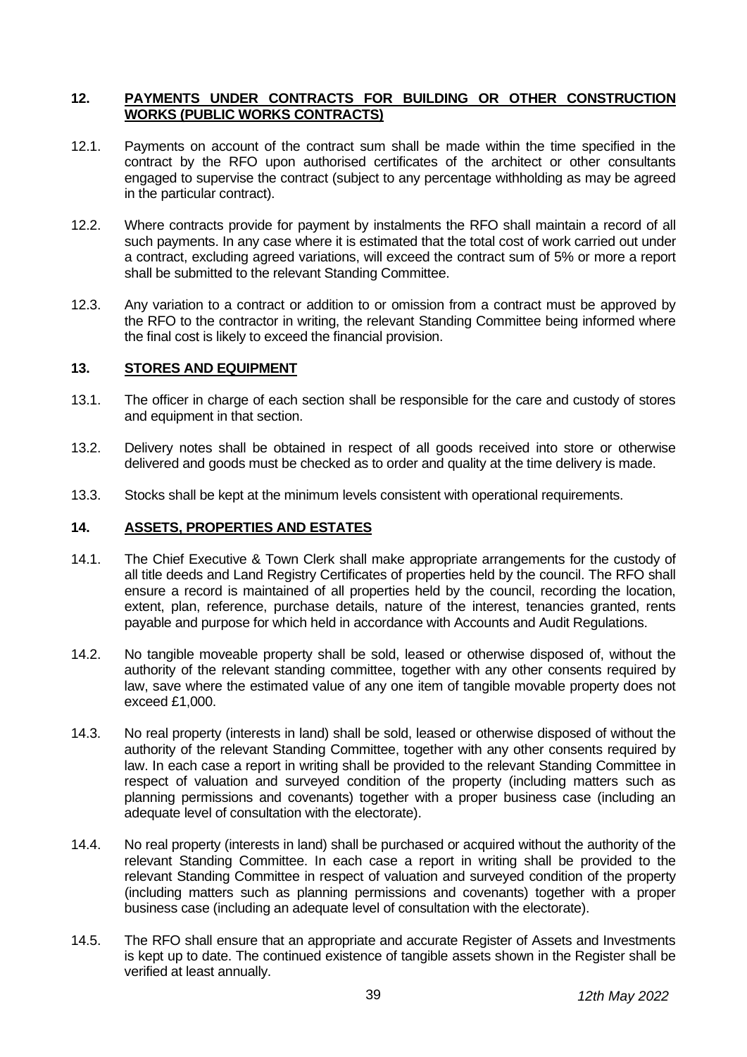## 12. PAYMENTS UNDER CONTRACTS FOR BUILDING OR OTHER CONSTRUCTION WORKS (PUBLIC WORKS CONTRACTS)

12.1. Payments on account of the contract sum shall be made within the time specified in the contract by the RFO upon authorised certificates of the architect or other consultants engaged to supervise the contract (subject to any percentage withholding as may be agreed in the particular contract).

12.2. Where contracts provide for payment by instalments the RFO shall maintain a record of all such payments. In any case where it is estimated that the total cost of work carried out under a contract, excluding agreed variations, will exceed the contract sum of 5% or more a report shall be submitted to the relevant Standing Committee.

12.3. Any variation to a contract or addition to or omission from a contract must be approved by the RFO to the contractor in writing, the relevant Standing Committee being informed where the final cost is likely to exceed the financial provision.

## 13. STORES AND EQUIPMENT

13.1. The officer in charge of each section shall be responsible for the care and custody of stores and equipment in that section.

13.2. Delivery notes shall be obtained in respect of all goods received into store or otherwise delivered and goods must be checked as to order and quality at the time delivery is made.

13.3. Stocks shall be kept at the minimum levels consistent with operational requirements.

## 14. ASSETS, PROPERTIES AND ESTATES

14.1. The Chief Executive & Town Clerk shall make appropriate arrangements for the custody of all title deeds and Land Registry Certificates of properties held by the council. The RFO shall ensure a record is maintained of all properties held by the council, recording the location, extent, plan, reference, purchase details, nature of the interest, tenancies granted, rents payable and purpose for which held in accordance with Accounts and Audit Regulations.

14.2. No tangible moveable property shall be sold, leased or otherwise disposed of, without the authority of the relevant standing committee, together with any other consents required by law, save where the estimated value of any one item of tangible movable property does not exceed £1,000.

14.3. No real property (interests in land) shall be sold, leased or otherwise disposed of without the authority of the relevant Standing Committee, together with any other consents required by law. In each case a report in writing shall be provided to the relevant Standing Committee in respect of valuation and surveyed condition of the property (including matters such as planning permissions and covenants) together with a proper business case (including an adequate level of consultation with the electorate).

14.4. No real property (interests in land) shall be purchased or acquired without the authority of the relevant Standing Committee. In each case a report in writing shall be provided to the relevant Standing Committee in respect of valuation and surveyed condition of the property (including matters such as planning permissions and covenants) together with a proper business case (including an adequate level of consultation with the electorate).

14.5. The RFO shall ensure that an appropriate and accurate Register of Assets and Investments is kept up to date. The continued existence of tangible assets shown in the Register shall be verified at least annually.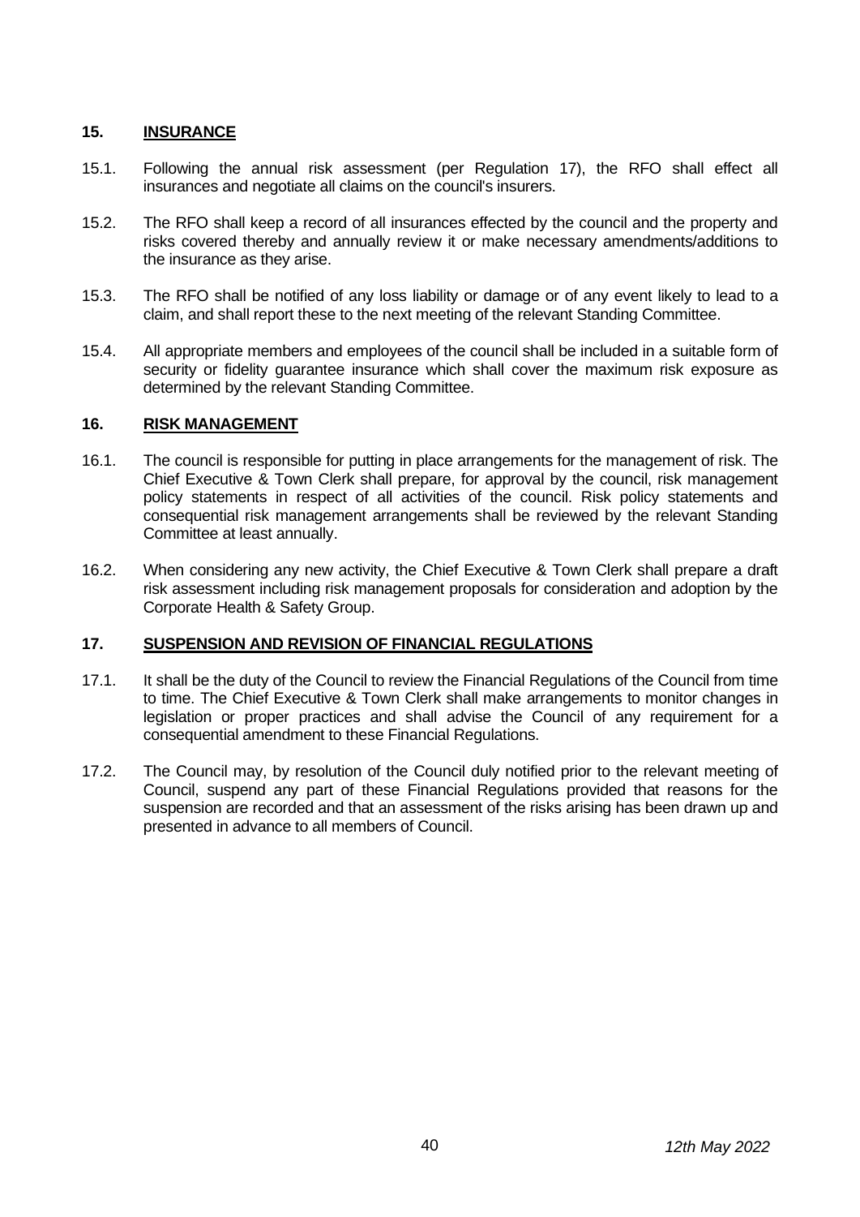## 15. INSURANCE

15.1. Following the annual risk assessment (per Regulation 17), the RFO shall effect all insurances and negotiate all claims on the council's insurers.

15.2. The RFO shall keep a record of all insurances effected by the council and the property and risks covered thereby and annually review it or make necessary amendments/additions to the insurance as they arise.

15.3. The RFO shall be notified of any loss liability or damage or of any event likely to lead to a claim, and shall report these to the next meeting of the relevant Standing Committee.

15.4. All appropriate members and employees of the council shall be included in a suitable form of security or fidelity guarantee insurance which shall cover the maximum risk exposure as determined by the relevant Standing Committee.

## 16. RISK MANAGEMENT

16.1. The council is responsible for putting in place arrangements for the management of risk. The Chief Executive & Town Clerk shall prepare, for approval by the council, risk management policy statements in respect of all activities of the council. Risk policy statements and consequential risk management arrangements shall be reviewed by the relevant Standing Committee at least annually.

16.2. When considering any new activity, the Chief Executive & Town Clerk shall prepare a draft risk assessment including risk management proposals for consideration and adoption by the Corporate Health & Safety Group.

## 17. SUSPENSION AND REVISION OF FINANCIAL REGULATIONS

17.1. It shall be the duty of the Council to review the Financial Regulations of the Council from time to time. The Chief Executive & Town Clerk shall make arrangements to monitor changes in legislation or proper practices and shall advise the Council of any requirement for a consequential amendment to these Financial Regulations.

17.2. The Council may, by resolution of the Council duly notified prior to the relevant meeting of Council, suspend any part of these Financial Regulations provided that reasons for the suspension are recorded and that an assessment of the risks arising has been drawn up and presented in advance to all members of Council.